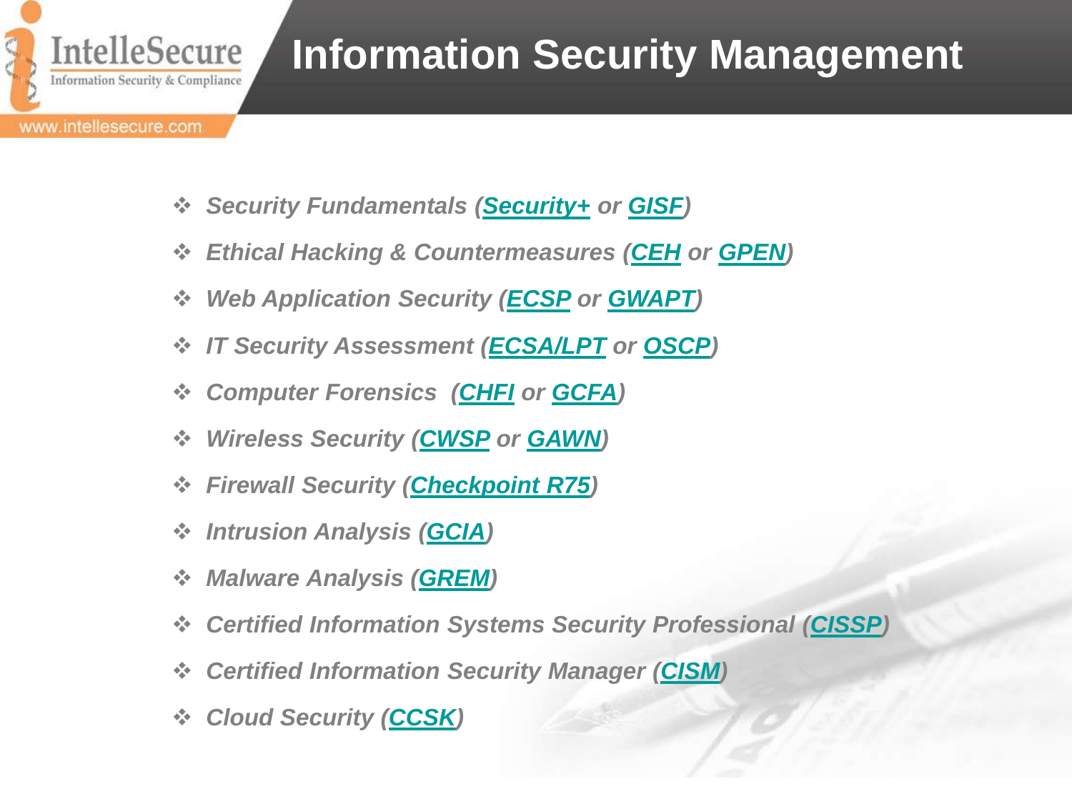# Information Security Management

- *Security Fundamentals (**Security+** or **GISF**)*
- *Ethical Hacking & Countermeasures (**CEH** or **GPEN**)*
- *Web Application Security (**ECSP** or **GWAPT**)*
- *IT Security Assessment (**ECSA/LPT** or **OSCP**)*
- *Computer Forensics (**CHFI** or **GCFA**)*
- *Wireless Security (**CWSP** or **GAWN**)*
- *Firewall Security (**Checkpoint R75**)*
- *Intrusion Analysis (**GCIA**)*
- *Malware Analysis (**GREM**)*
- *Certified Information Systems Security Professional (**CISSP**)*
- *Certified Information Security Manager (**CISM**)*
- *Cloud Security (**CCSK**)*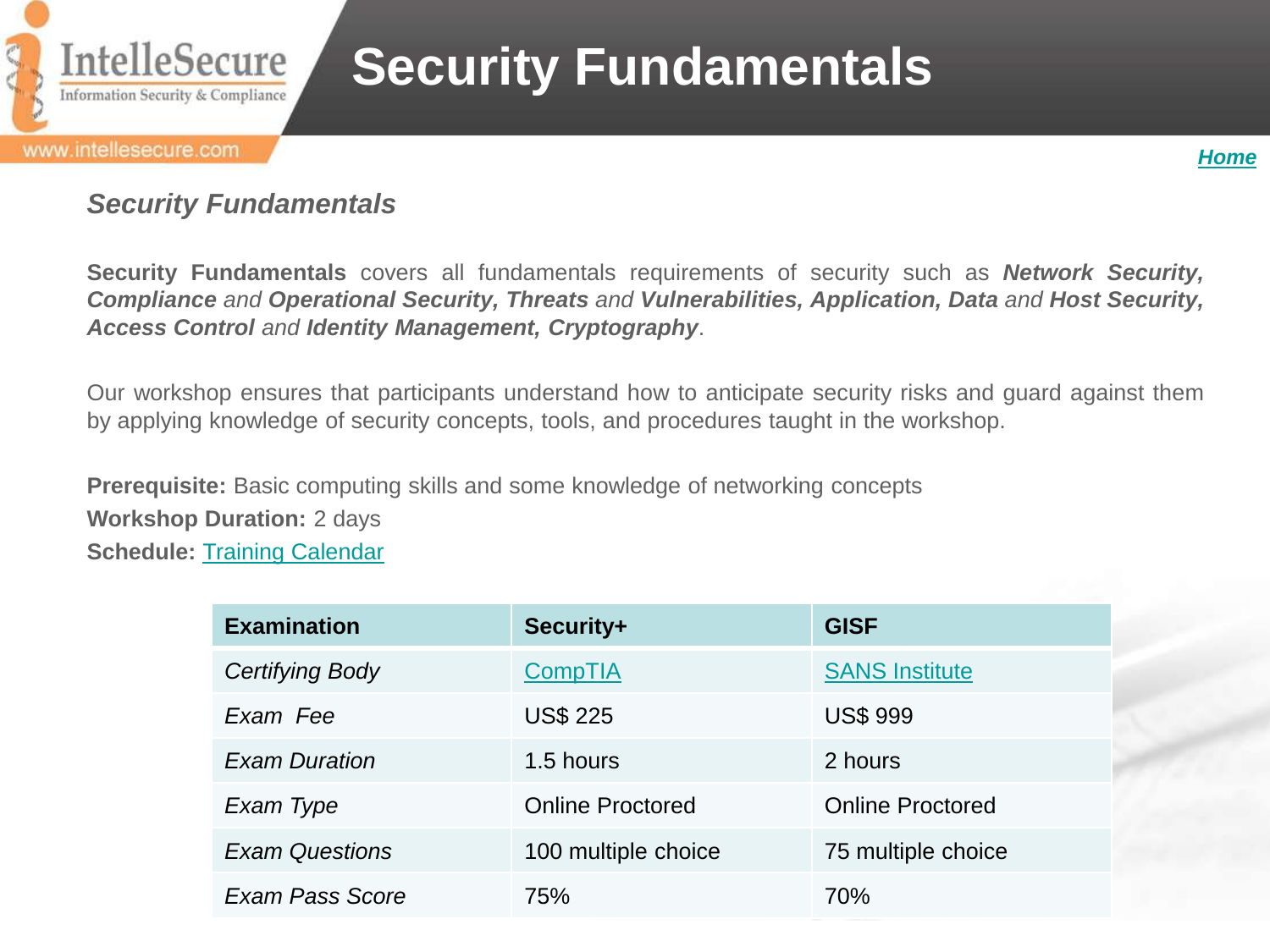# Security Fundamentals

*Home*

## *Security Fundamentals*

**Security Fundamentals** covers all fundamentals requirements of security such as ***Network Security, Compliance** and **Operational Security, Threats** and **Vulnerabilities, Application, Data** and **Host Security, Access Control** and **Identity Management, Cryptography***.

Our workshop ensures that participants understand how to anticipate security risks and guard against them by applying knowledge of security concepts, tools, and procedures taught in the workshop.

**Prerequisite:** Basic computing skills and some knowledge of networking concepts

**Workshop Duration:** 2 days

**Schedule:** Training Calendar

| Examination | Security+ | GISF |
|---|---|---|
| *Certifying Body* | CompTIA | SANS Institute |
| *Exam Fee* | US$ 225 | US$ 999 |
| *Exam Duration* | 1.5 hours | 2 hours |
| *Exam Type* | Online Proctored | Online Proctored |
| *Exam Questions* | 100 multiple choice | 75 multiple choice |
| *Exam Pass Score* | 75% | 70% |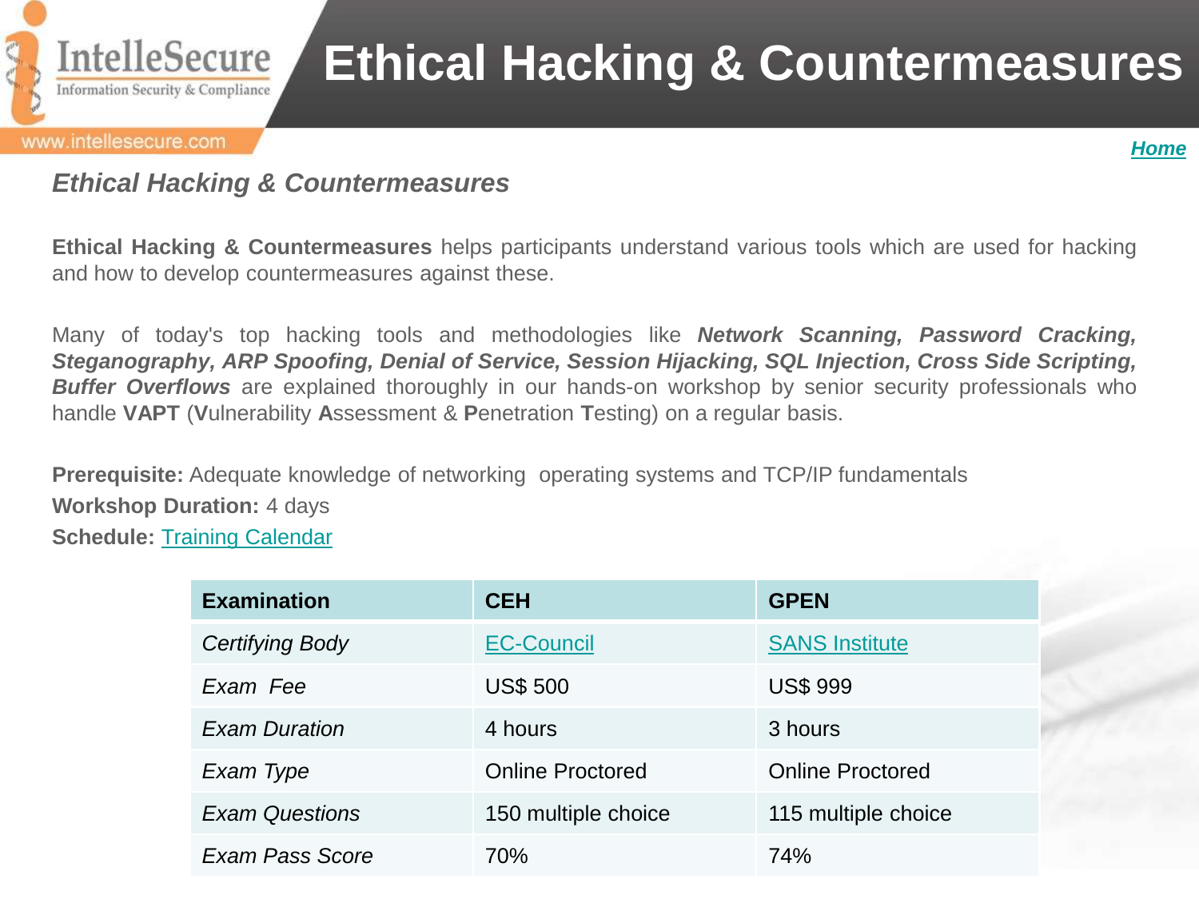# Ethical Hacking & Countermeasures

Home

## *Ethical Hacking & Countermeasures*

**Ethical Hacking & Countermeasures** helps participants understand various tools which are used for hacking and how to develop countermeasures against these.

Many of today's top hacking tools and methodologies like ***Network Scanning, Password Cracking, Steganography, ARP Spoofing, Denial of Service, Session Hijacking, SQL Injection, Cross Side Scripting, Buffer Overflows*** are explained thoroughly in our hands-on workshop by senior security professionals who handle **VAPT** (**V**ulnerability **A**ssessment & **P**enetration **T**esting) on a regular basis.

**Prerequisite:** Adequate knowledge of networking operating systems and TCP/IP fundamentals
**Workshop Duration:** 4 days
**Schedule:** Training Calendar

| Examination | CEH | GPEN |
|---|---|---|
| *Certifying Body* | EC-Council | SANS Institute |
| *Exam Fee* | US$ 500 | US$ 999 |
| *Exam Duration* | 4 hours | 3 hours |
| *Exam Type* | Online Proctored | Online Proctored |
| *Exam Questions* | 150 multiple choice | 115 multiple choice |
| *Exam Pass Score* | 70% | 74% |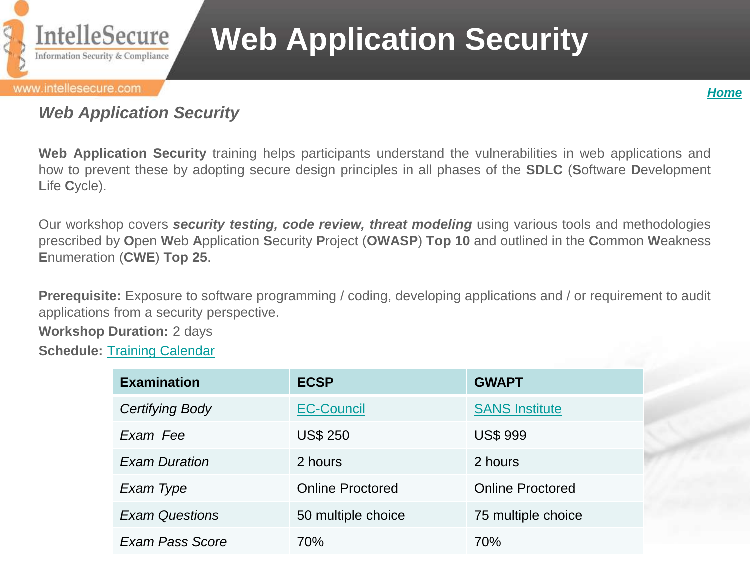# Web Application Security

*Home*

### *Web Application Security*

**Web Application Security** training helps participants understand the vulnerabilities in web applications and how to prevent these by adopting secure design principles in all phases of the **SDLC** (**S**oftware **D**evelopment **L**ife **C**ycle).

Our workshop covers ***security testing, code review, threat modeling*** using various tools and methodologies prescribed by **O**pen **W**eb **A**pplication **S**ecurity **P**roject (**OWASP**) **Top 10** and outlined in the **C**ommon **W**eakness **E**numeration (**CWE**) **Top 25**.

**Prerequisite:** Exposure to software programming / coding, developing applications and / or requirement to audit applications from a security perspective.

**Workshop Duration:** 2 days

**Schedule:** Training Calendar

| Examination | ECSP | GWAPT |
|---|---|---|
| *Certifying Body* | EC-Council | SANS Institute |
| *Exam Fee* | US$ 250 | US$ 999 |
| *Exam Duration* | 2 hours | 2 hours |
| *Exam Type* | Online Proctored | Online Proctored |
| *Exam Questions* | 50 multiple choice | 75 multiple choice |
| *Exam Pass Score* | 70% | 70% |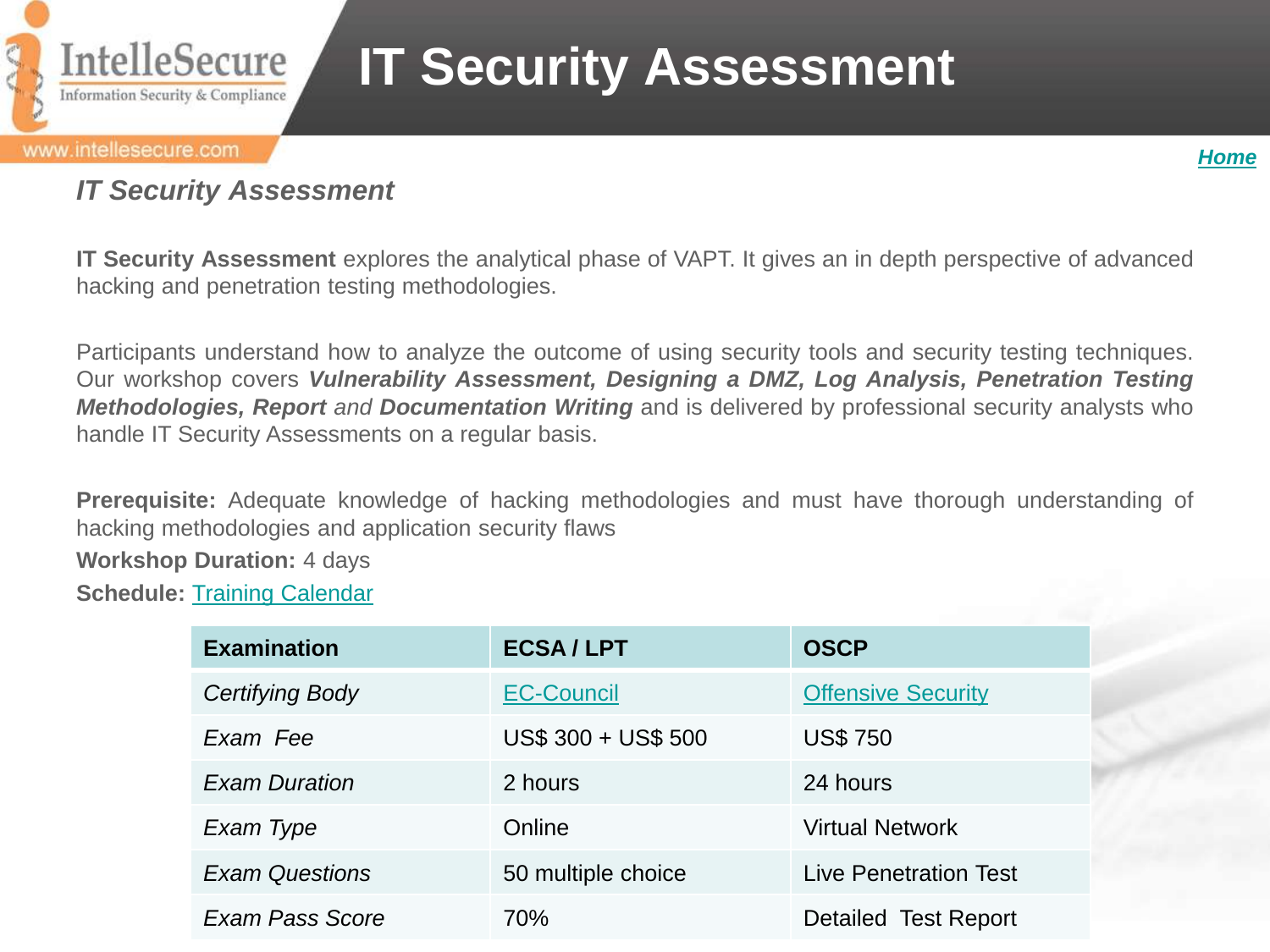# IT Security Assessment

[Home]

## *IT Security Assessment*

**IT Security Assessment** explores the analytical phase of VAPT. It gives an in depth perspective of advanced hacking and penetration testing methodologies.

Participants understand how to analyze the outcome of using security tools and security testing techniques. Our workshop covers ***Vulnerability Assessment, Designing a DMZ, Log Analysis, Penetration Testing Methodologies, Report*** *and* ***Documentation Writing*** and is delivered by professional security analysts who handle IT Security Assessments on a regular basis.

**Prerequisite:** Adequate knowledge of hacking methodologies and must have thorough understanding of hacking methodologies and application security flaws

**Workshop Duration:** 4 days

**Schedule:** Training Calendar

| Examination | ECSA / LPT | OSCP |
|---|---|---|
| *Certifying Body* | EC-Council | Offensive Security |
| *Exam Fee* | US$ 300 + US$ 500 | US$ 750 |
| *Exam Duration* | 2 hours | 24 hours |
| *Exam Type* | Online | Virtual Network |
| *Exam Questions* | 50 multiple choice | Live Penetration Test |
| *Exam Pass Score* | 70% | Detailed Test Report |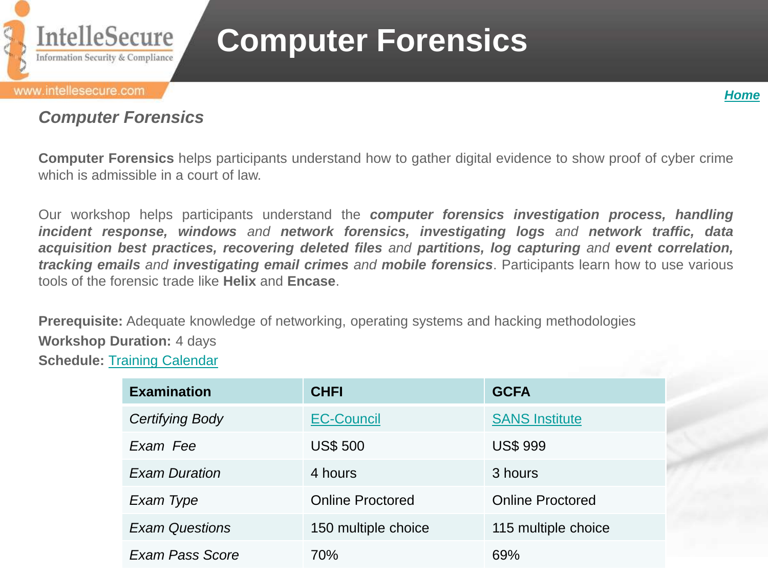# Computer Forensics

[Home](#)

## *Computer Forensics*

**Computer Forensics** helps participants understand how to gather digital evidence to show proof of cyber crime which is admissible in a court of law.

Our workshop helps participants understand the ***computer forensics investigation process, handling incident response, windows*** *and* ***network forensics, investigating logs*** *and* ***network traffic, data acquisition best practices, recovering deleted files*** *and* ***partitions, log capturing*** *and* ***event correlation, tracking emails*** *and* ***investigating email crimes*** *and* ***mobile forensics***. Participants learn how to use various tools of the forensic trade like **Helix** and **Encase**.

**Prerequisite:** Adequate knowledge of networking, operating systems and hacking methodologies

**Workshop Duration:** 4 days

**Schedule:** [Training Calendar](#)

| Examination | CHFI | GCFA |
|---|---|---|
| *Certifying Body* | [EC-Council](#) | [SANS Institute](#) |
| *Exam Fee* | US$ 500 | US$ 999 |
| *Exam Duration* | 4 hours | 3 hours |
| *Exam Type* | Online Proctored | Online Proctored |
| *Exam Questions* | 150 multiple choice | 115 multiple choice |
| *Exam Pass Score* | 70% | 69% |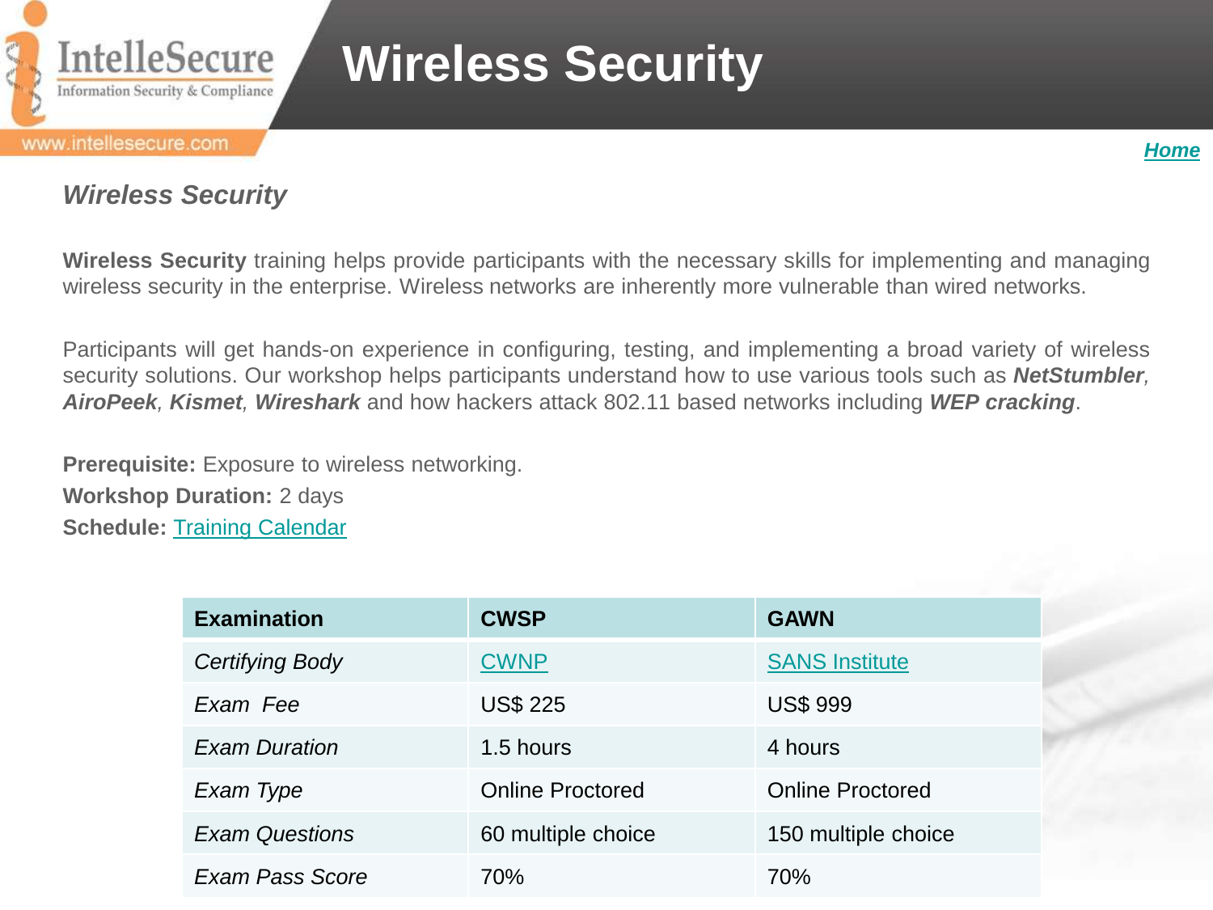# Wireless Security

Home

### *Wireless Security*

**Wireless Security** training helps provide participants with the necessary skills for implementing and managing wireless security in the enterprise. Wireless networks are inherently more vulnerable than wired networks.

Participants will get hands-on experience in configuring, testing, and implementing a broad variety of wireless security solutions. Our workshop helps participants understand how to use various tools such as ***NetStumbler***, ***AiroPeek***, ***Kismet***, ***Wireshark*** and how hackers attack 802.11 based networks including ***WEP cracking***.

**Prerequisite:** Exposure to wireless networking.
**Workshop Duration:** 2 days
**Schedule:** Training Calendar

| Examination | CWSP | GAWN |
| --- | --- | --- |
| *Certifying Body* | CWNP | SANS Institute |
| *Exam Fee* | US$ 225 | US$ 999 |
| *Exam Duration* | 1.5 hours | 4 hours |
| *Exam Type* | Online Proctored | Online Proctored |
| *Exam Questions* | 60 multiple choice | 150 multiple choice |
| *Exam Pass Score* | 70% | 70% |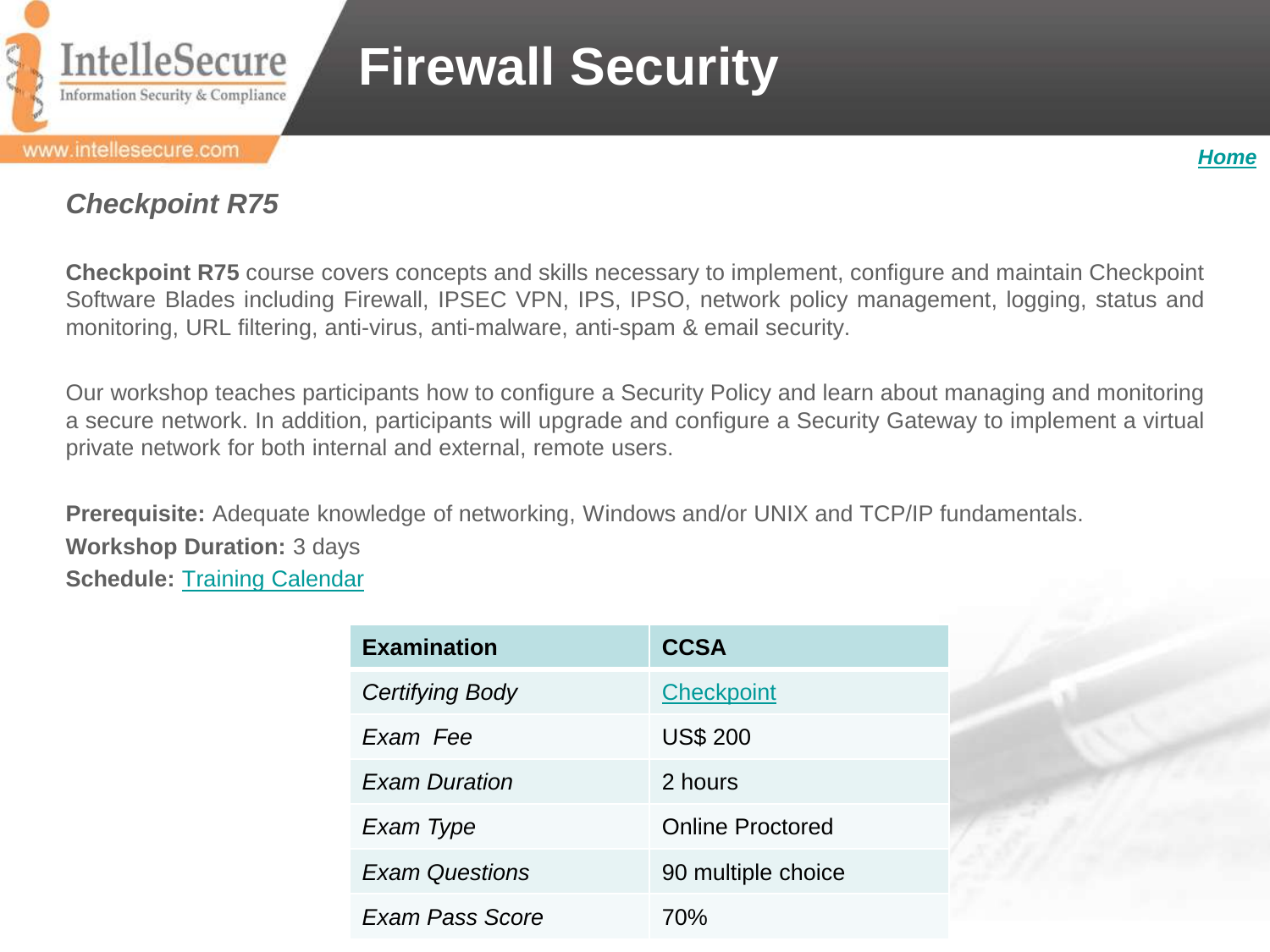# Firewall Security

*Home*

## *Checkpoint R75*

**Checkpoint R75** course covers concepts and skills necessary to implement, configure and maintain Checkpoint Software Blades including Firewall, IPSEC VPN, IPS, IPSO, network policy management, logging, status and monitoring, URL filtering, anti-virus, anti-malware, anti-spam & email security.

Our workshop teaches participants how to configure a Security Policy and learn about managing and monitoring a secure network. In addition, participants will upgrade and configure a Security Gateway to implement a virtual private network for both internal and external, remote users.

**Prerequisite:** Adequate knowledge of networking, Windows and/or UNIX and TCP/IP fundamentals.
**Workshop Duration:** 3 days
**Schedule:** Training Calendar

| Examination | CCSA |
|---|---|
| *Certifying Body* | Checkpoint |
| *Exam Fee* | US$ 200 |
| *Exam Duration* | 2 hours |
| *Exam Type* | Online Proctored |
| *Exam Questions* | 90 multiple choice |
| *Exam Pass Score* | 70% |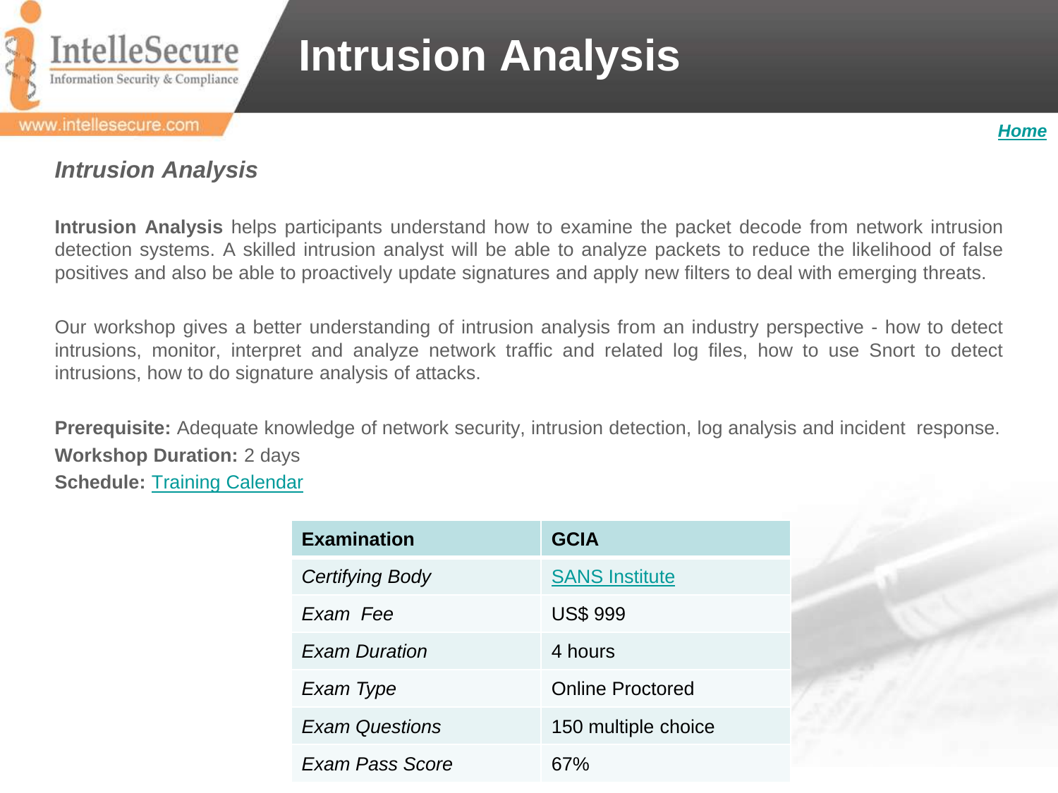# Intrusion Analysis

[Home]

## *Intrusion Analysis*

**Intrusion Analysis** helps participants understand how to examine the packet decode from network intrusion detection systems. A skilled intrusion analyst will be able to analyze packets to reduce the likelihood of false positives and also be able to proactively update signatures and apply new filters to deal with emerging threats.

Our workshop gives a better understanding of intrusion analysis from an industry perspective - how to detect intrusions, monitor, interpret and analyze network traffic and related log files, how to use Snort to detect intrusions, how to do signature analysis of attacks.

**Prerequisite:** Adequate knowledge of network security, intrusion detection, log analysis and incident response.
**Workshop Duration:** 2 days
**Schedule:** Training Calendar

| Examination | GCIA |
|---|---|
| *Certifying Body* | SANS Institute |
| *Exam Fee* | US$ 999 |
| *Exam Duration* | 4 hours |
| *Exam Type* | Online Proctored |
| *Exam Questions* | 150 multiple choice |
| *Exam Pass Score* | 67% |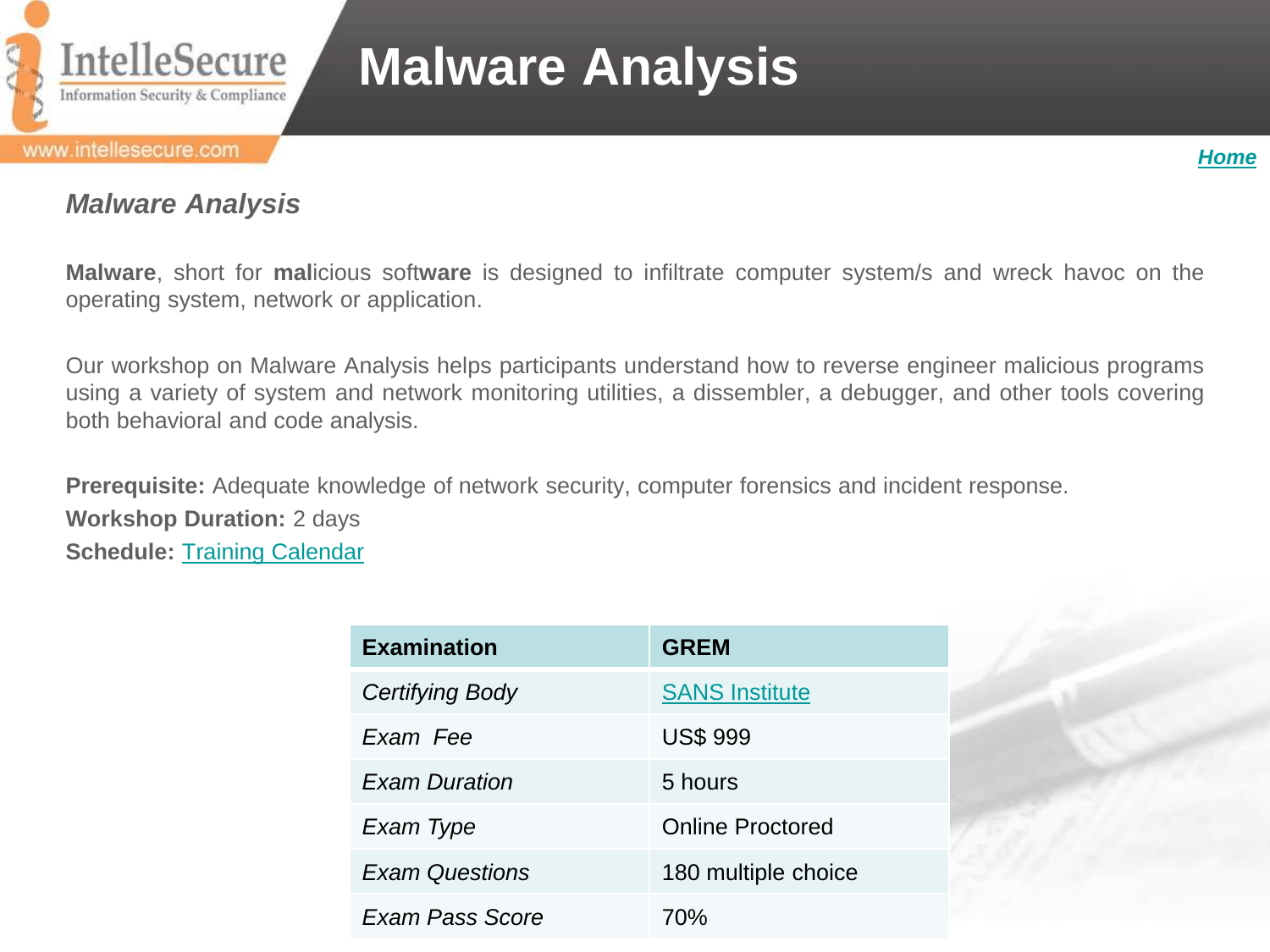# Malware Analysis

*Home*

### *Malware Analysis*

**Malware**, short for **mal**icious soft**ware** is designed to infiltrate computer system/s and wreck havoc on the operating system, network or application.

Our workshop on Malware Analysis helps participants understand how to reverse engineer malicious programs using a variety of system and network monitoring utilities, a dissembler, a debugger, and other tools covering both behavioral and code analysis.

**Prerequisite:** Adequate knowledge of network security, computer forensics and incident response.
**Workshop Duration:** 2 days
**Schedule:** Training Calendar

| Examination | GREM |
| --- | --- |
| *Certifying Body* | SANS Institute |
| *Exam Fee* | US$ 999 |
| *Exam Duration* | 5 hours |
| *Exam Type* | Online Proctored |
| *Exam Questions* | 180 multiple choice |
| *Exam Pass Score* | 70% |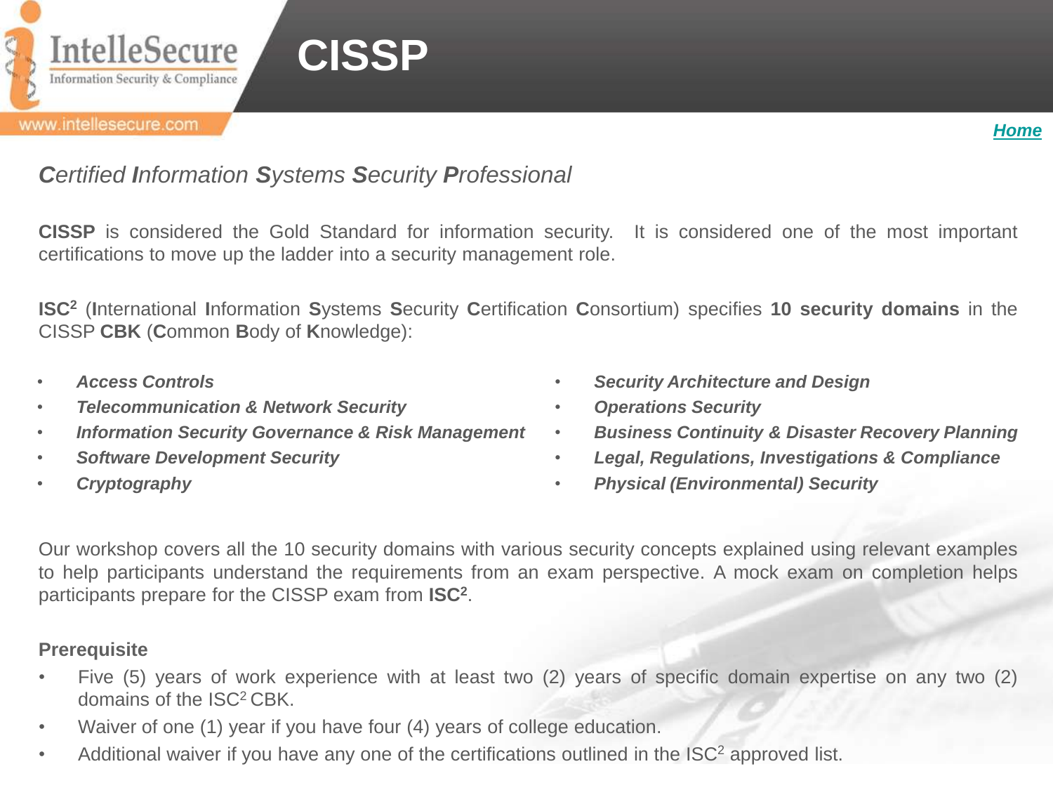# CISSP

*Certified Information Systems Security Professional*

**CISSP** is considered the Gold Standard for information security. It is considered one of the most important certifications to move up the ladder into a security management role.

**ISC²** (**I**nternational **I**nformation **S**ystems **S**ecurity **C**ertification **C**onsortium) specifies **10 security domains** in the CISSP **CBK** (**C**ommon **B**ody of **K**nowledge):

- ***Access Controls***
- ***Telecommunication & Network Security***
- ***Information Security Governance & Risk Management***
- ***Software Development Security***
- ***Cryptography***
- ***Security Architecture and Design***
- ***Operations Security***
- ***Business Continuity & Disaster Recovery Planning***
- ***Legal, Regulations, Investigations & Compliance***
- ***Physical (Environmental) Security***

Our workshop covers all the 10 security domains with various security concepts explained using relevant examples to help participants understand the requirements from an exam perspective. A mock exam on completion helps participants prepare for the CISSP exam from **ISC²**.

**Prerequisite**

- Five (5) years of work experience with at least two (2) years of specific domain expertise on any two (2) domains of the ISC² CBK.
- Waiver of one (1) year if you have four (4) years of college education.
- Additional waiver if you have any one of the certifications outlined in the ISC² approved list.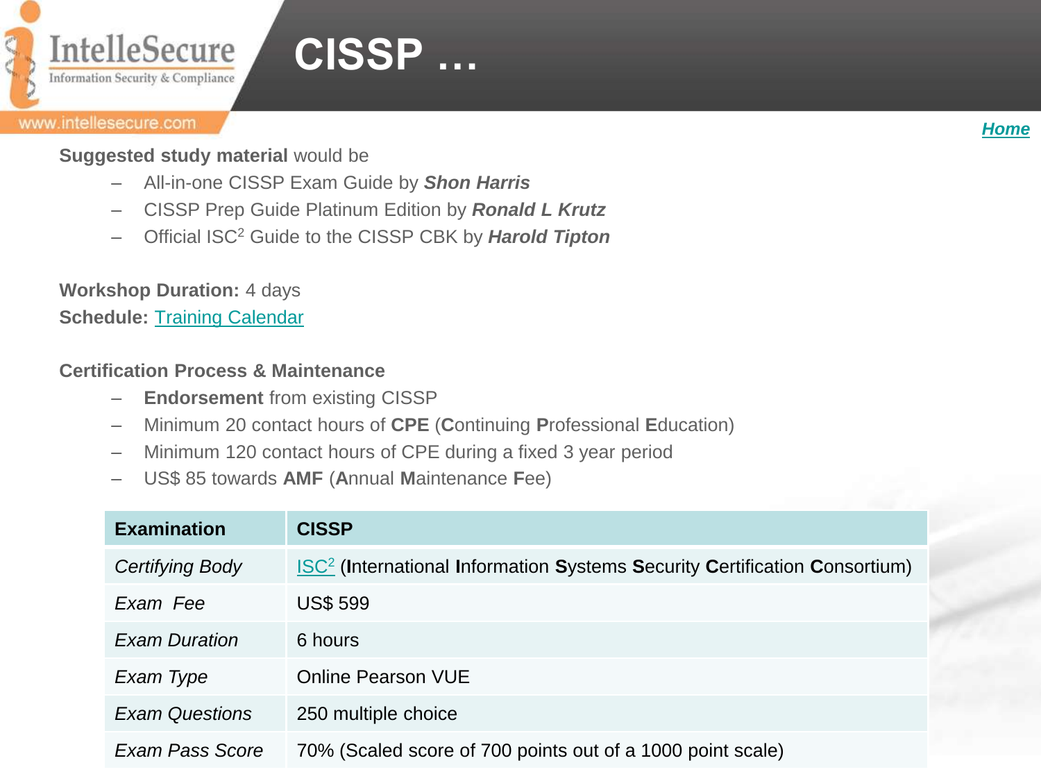# CISSP …

**Suggested study material** would be

- All-in-one CISSP Exam Guide by ***Shon Harris***
- CISSP Prep Guide Platinum Edition by ***Ronald L Krutz***
- Official ISC² Guide to the CISSP CBK by ***Harold Tipton***

**Workshop Duration:** 4 days
**Schedule:** Training Calendar

**Certification Process & Maintenance**

- **Endorsement** from existing CISSP
- Minimum 20 contact hours of **CPE** (**C**ontinuing **P**rofessional **E**ducation)
- Minimum 120 contact hours of CPE during a fixed 3 year period
- US$ 85 towards **AMF** (**A**nnual **M**aintenance **F**ee)

| Examination | CISSP |
| --- | --- |
| *Certifying Body* | ISC² (**I**nternational **I**nformation **S**ystems **S**ecurity **C**ertification **C**onsortium) |
| *Exam Fee* | US$ 599 |
| *Exam Duration* | 6 hours |
| *Exam Type* | Online Pearson VUE |
| *Exam Questions* | 250 multiple choice |
| *Exam Pass Score* | 70% (Scaled score of 700 points out of a 1000 point scale) |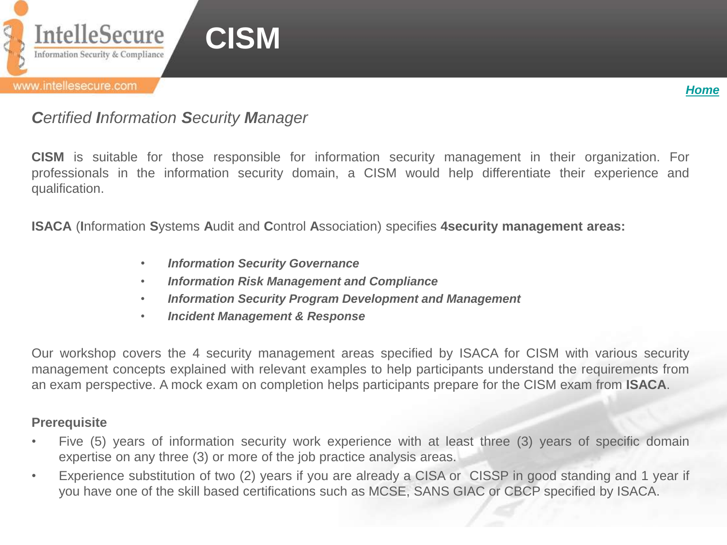# CISM

*Home*

## ***C**ertified **I**nformation **S**ecurity **M**anager*

**CISM** is suitable for those responsible for information security management in their organization. For professionals in the information security domain, a CISM would help differentiate their experience and qualification.

**ISACA** (**I**nformation **S**ystems **A**udit and **C**ontrol **A**ssociation) specifies **4security management areas:**

- ***Information Security Governance***
- ***Information Risk Management and Compliance***
- ***Information Security Program Development and Management***
- ***Incident Management & Response***

Our workshop covers the 4 security management areas specified by ISACA for CISM with various security management concepts explained with relevant examples to help participants understand the requirements from an exam perspective. A mock exam on completion helps participants prepare for the CISM exam from **ISACA**.

**Prerequisite**

- Five (5) years of information security work experience with at least three (3) years of specific domain expertise on any three (3) or more of the job practice analysis areas.
- Experience substitution of two (2) years if you are already a CISA or CISSP in good standing and 1 year if you have one of the skill based certifications such as MCSE, SANS GIAC or CBCP specified by ISACA.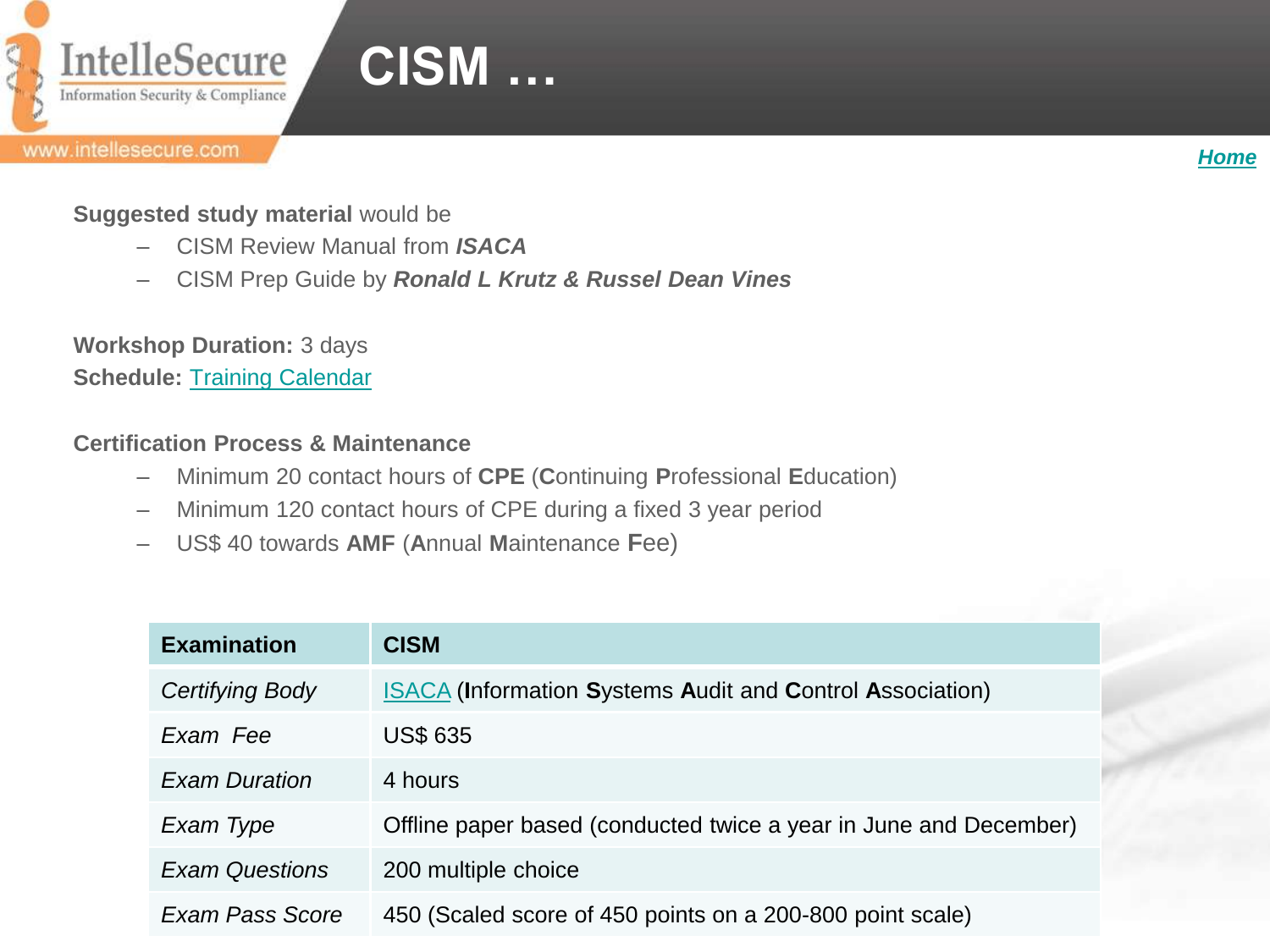# CISM …

*Home*

**Suggested study material** would be

- CISM Review Manual from ***ISACA***
- CISM Prep Guide by ***Ronald L Krutz & Russel Dean Vines***

**Workshop Duration:** 3 days

**Schedule:** Training Calendar

**Certification Process & Maintenance**

- Minimum 20 contact hours of **CPE** (**C**ontinuing **P**rofessional **E**ducation)
- Minimum 120 contact hours of CPE during a fixed 3 year period
- US$ 40 towards **AMF** (**A**nnual **M**aintenance **F**ee)

| Examination | CISM |
|---|---|
| *Certifying Body* | ISACA (**I**nformation **S**ystems **A**udit and **C**ontrol **A**ssociation) |
| *Exam Fee* | US$ 635 |
| *Exam Duration* | 4 hours |
| *Exam Type* | Offline paper based (conducted twice a year in June and December) |
| *Exam Questions* | 200 multiple choice |
| *Exam Pass Score* | 450 (Scaled score of 450 points on a 200-800 point scale) |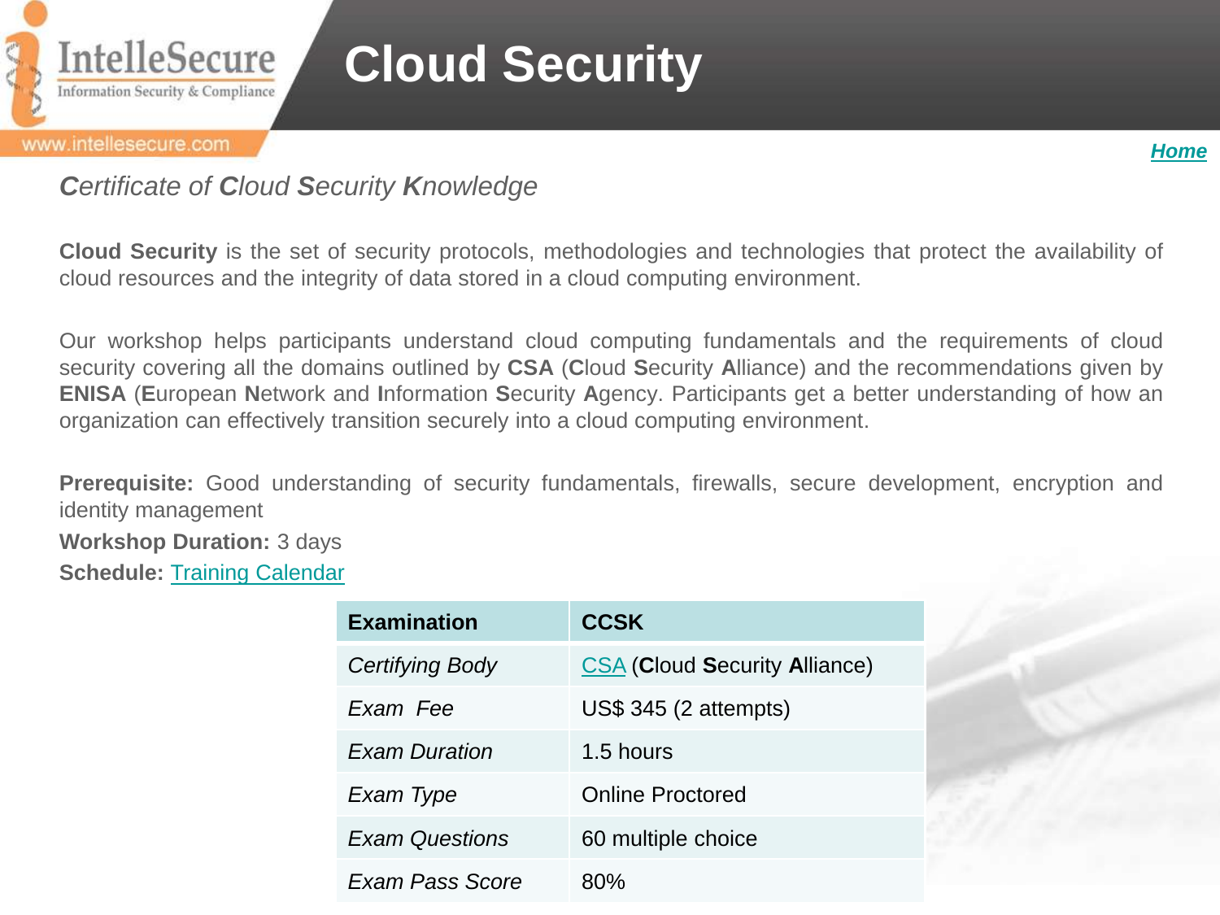# Cloud Security

*Home*

## *Certificate of Cloud Security Knowledge*

**Cloud Security** is the set of security protocols, methodologies and technologies that protect the availability of cloud resources and the integrity of data stored in a cloud computing environment.

Our workshop helps participants understand cloud computing fundamentals and the requirements of cloud security covering all the domains outlined by **CSA** (**C**loud **S**ecurity **A**lliance) and the recommendations given by **ENISA** (**E**uropean **N**etwork and **I**nformation **S**ecurity **A**gency. Participants get a better understanding of how an organization can effectively transition securely into a cloud computing environment.

**Prerequisite:** Good understanding of security fundamentals, firewalls, secure development, encryption and identity management

**Workshop Duration:** 3 days

**Schedule:** Training Calendar

| Examination | CCSK |
|---|---|
| *Certifying Body* | CSA (**C**loud **S**ecurity **A**lliance) |
| *Exam Fee* | US$ 345 (2 attempts) |
| *Exam Duration* | 1.5 hours |
| *Exam Type* | Online Proctored |
| *Exam Questions* | 60 multiple choice |
| *Exam Pass Score* | 80% |